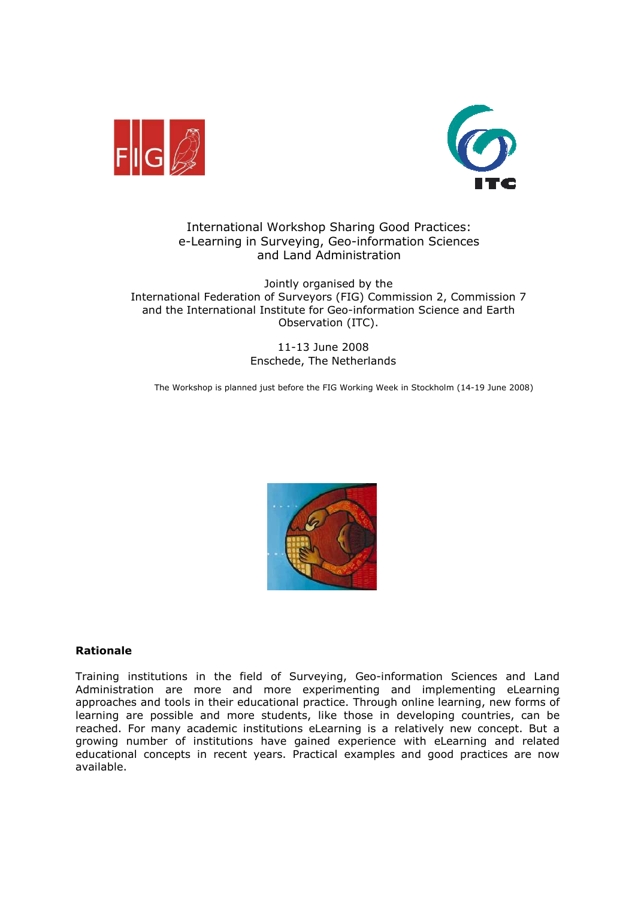International Workshop Sharing Good Practices:
e-Learning in Surveying, Geo-information Sciences
and Land Administration

Jointly organised by the
International Federation of Surveyors (FIG) Commission 2, Commission 7
and the International Institute for Geo-information Science and Earth Observation (ITC).

11-13 June 2008
Enschede, The Netherlands

The Workshop is planned just before the FIG Working Week in Stockholm (14-19 June 2008)

**Rationale**

Training institutions in the field of Surveying, Geo-information Sciences and Land Administration are more and more experimenting and implementing eLearning approaches and tools in their educational practice. Through online learning, new forms of learning are possible and more students, like those in developing countries, can be reached. For many academic institutions eLearning is a relatively new concept. But a growing number of institutions have gained experience with eLearning and related educational concepts in recent years. Practical examples and good practices are now available.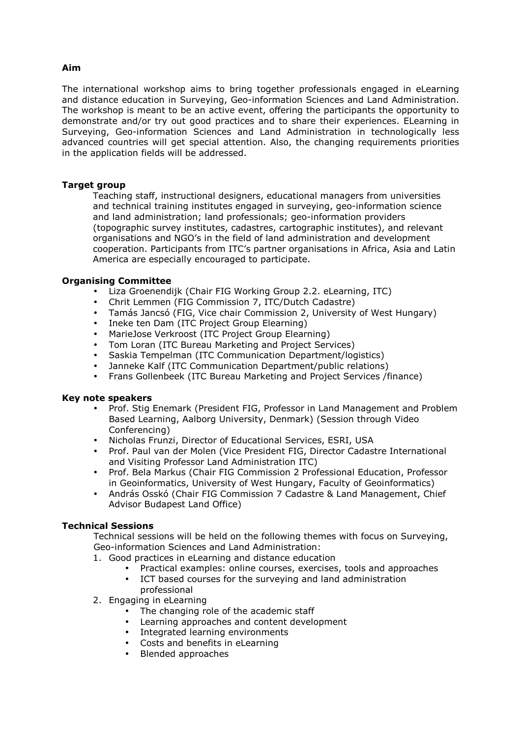**Aim**

The international workshop aims to bring together professionals engaged in eLearning and distance education in Surveying, Geo-information Sciences and Land Administration. The workshop is meant to be an active event, offering the participants the opportunity to demonstrate and/or try out good practices and to share their experiences. ELearning in Surveying, Geo-information Sciences and Land Administration in technologically less advanced countries will get special attention. Also, the changing requirements priorities in the application fields will be addressed.

**Target group**

Teaching staff, instructional designers, educational managers from universities and technical training institutes engaged in surveying, geo-information science and land administration; land professionals; geo-information providers (topographic survey institutes, cadastres, cartographic institutes), and relevant organisations and NGO's in the field of land administration and development cooperation. Participants from ITC's partner organisations in Africa, Asia and Latin America are especially encouraged to participate.

**Organising Committee**

- Liza Groenendijk (Chair FIG Working Group 2.2. eLearning, ITC)
- Chrit Lemmen (FIG Commission 7, ITC/Dutch Cadastre)
- Tamás Jancsó (FIG, Vice chair Commission 2, University of West Hungary)
- Ineke ten Dam (ITC Project Group Elearning)
- MarieJose Verkroost (ITC Project Group Elearning)
- Tom Loran (ITC Bureau Marketing and Project Services)
- Saskia Tempelman (ITC Communication Department/logistics)
- Janneke Kalf (ITC Communication Department/public relations)
- Frans Gollenbeek (ITC Bureau Marketing and Project Services /finance)

**Key note speakers**

- Prof. Stig Enemark (President FIG, Professor in Land Management and Problem Based Learning, Aalborg University, Denmark) (Session through Video Conferencing)
- Nicholas Frunzi, Director of Educational Services, ESRI, USA
- Prof. Paul van der Molen (Vice President FIG, Director Cadastre International and Visiting Professor Land Administration ITC)
- Prof. Bela Markus (Chair FIG Commission 2 Professional Education, Professor in Geoinformatics, University of West Hungary, Faculty of Geoinformatics)
- András Osskó (Chair FIG Commission 7 Cadastre & Land Management, Chief Advisor Budapest Land Office)

**Technical Sessions**

Technical sessions will be held on the following themes with focus on Surveying, Geo-information Sciences and Land Administration:

1. Good practices in eLearning and distance education
   - Practical examples: online courses, exercises, tools and approaches
   - ICT based courses for the surveying and land administration professional
2. Engaging in eLearning
   - The changing role of the academic staff
   - Learning approaches and content development
   - Integrated learning environments
   - Costs and benefits in eLearning
   - Blended approaches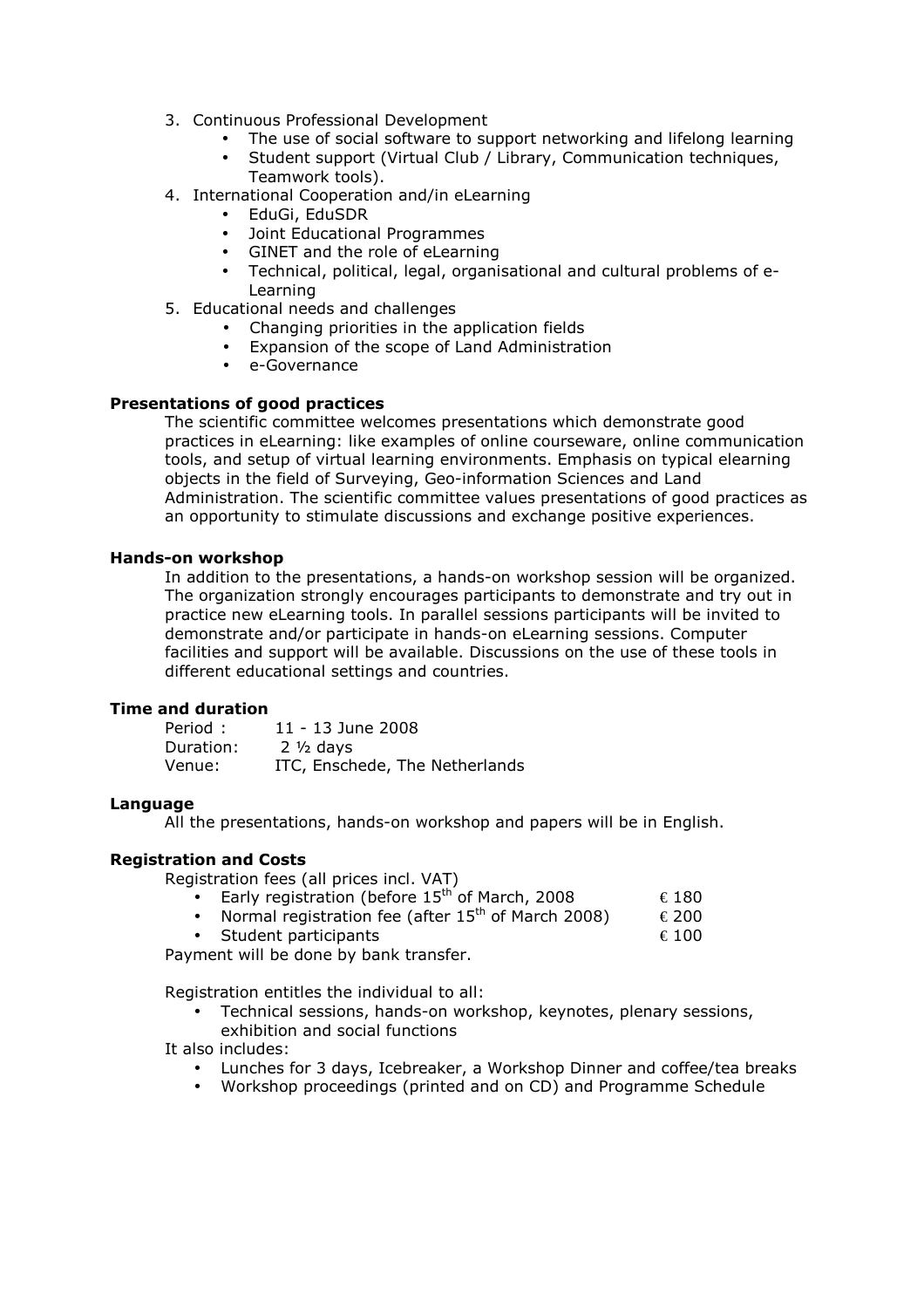3. Continuous Professional Development
   - The use of social software to support networking and lifelong learning
   - Student support (Virtual Club / Library, Communication techniques, Teamwork tools).
4. International Cooperation and/in eLearning
   - EduGi, EduSDR
   - Joint Educational Programmes
   - GINET and the role of eLearning
   - Technical, political, legal, organisational and cultural problems of e-Learning
5. Educational needs and challenges
   - Changing priorities in the application fields
   - Expansion of the scope of Land Administration
   - e-Governance

**Presentations of good practices**

The scientific committee welcomes presentations which demonstrate good practices in eLearning: like examples of online courseware, online communication tools, and setup of virtual learning environments. Emphasis on typical elearning objects in the field of Surveying, Geo-information Sciences and Land Administration. The scientific committee values presentations of good practices as an opportunity to stimulate discussions and exchange positive experiences.

**Hands-on workshop**

In addition to the presentations, a hands-on workshop session will be organized. The organization strongly encourages participants to demonstrate and try out in practice new eLearning tools. In parallel sessions participants will be invited to demonstrate and/or participate in hands-on eLearning sessions. Computer facilities and support will be available. Discussions on the use of these tools in different educational settings and countries.

**Time and duration**

Period : 11 - 13 June 2008
Duration: 2 ½ days
Venue: ITC, Enschede, The Netherlands

**Language**

All the presentations, hands-on workshop and papers will be in English.

**Registration and Costs**

Registration fees (all prices incl. VAT)

- Early registration (before 15th of March, 2008 — € 180
- Normal registration fee (after 15th of March 2008) — € 200
- Student participants — € 100

Payment will be done by bank transfer.

Registration entitles the individual to all:

- Technical sessions, hands-on workshop, keynotes, plenary sessions, exhibition and social functions

It also includes:

- Lunches for 3 days, Icebreaker, a Workshop Dinner and coffee/tea breaks
- Workshop proceedings (printed and on CD) and Programme Schedule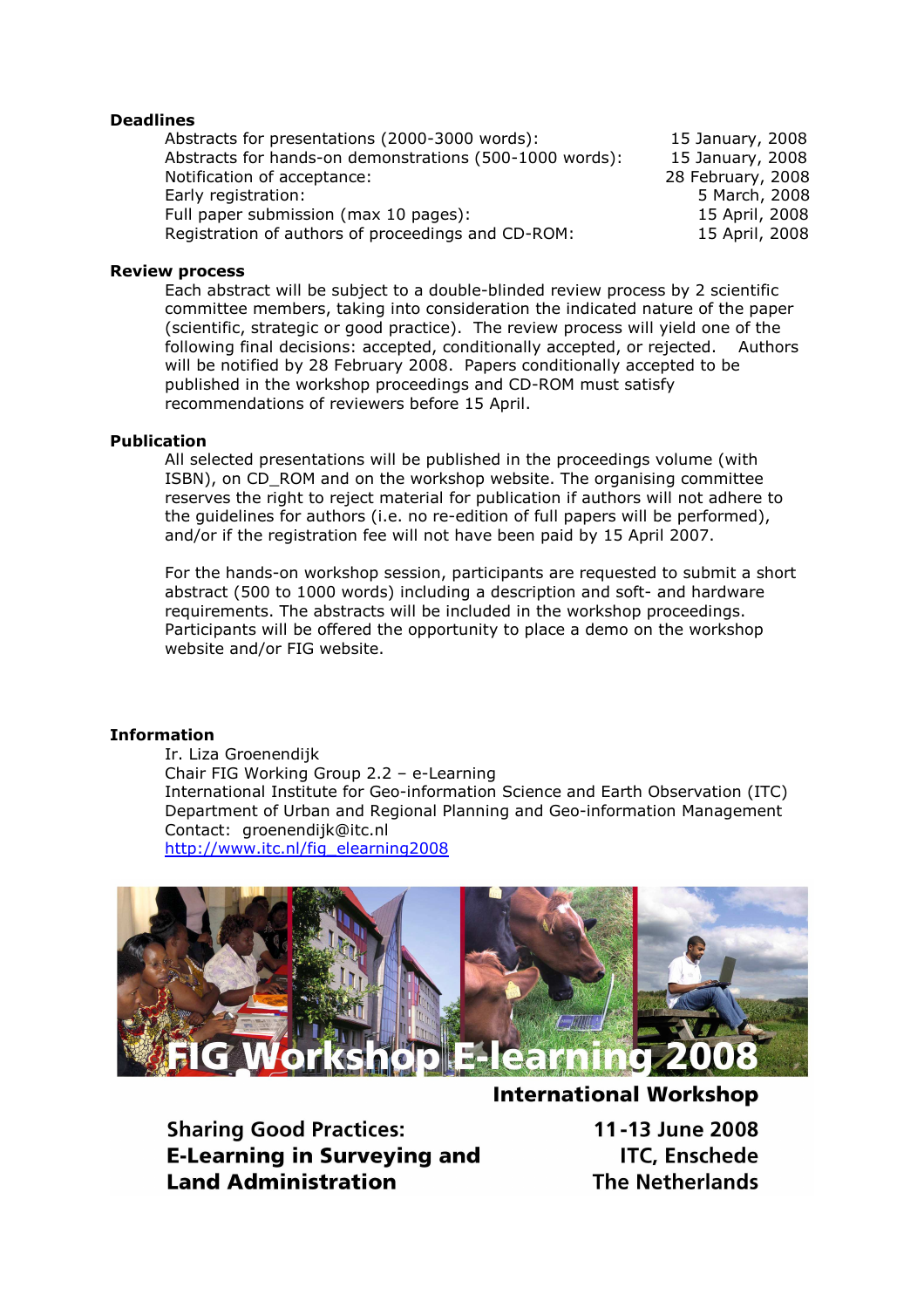**Deadlines**

| | |
|---|---|
| Abstracts for presentations (2000-3000 words): | 15 January, 2008 |
| Abstracts for hands-on demonstrations (500-1000 words): | 15 January, 2008 |
| Notification of acceptance: | 28 February, 2008 |
| Early registration: | 5 March, 2008 |
| Full paper submission (max 10 pages): | 15 April, 2008 |
| Registration of authors of proceedings and CD-ROM: | 15 April, 2008 |

**Review process**

Each abstract will be subject to a double-blinded review process by 2 scientific committee members, taking into consideration the indicated nature of the paper (scientific, strategic or good practice). The review process will yield one of the following final decisions: accepted, conditionally accepted, or rejected. Authors will be notified by 28 February 2008. Papers conditionally accepted to be published in the workshop proceedings and CD-ROM must satisfy recommendations of reviewers before 15 April.

**Publication**

All selected presentations will be published in the proceedings volume (with ISBN), on CD_ROM and on the workshop website. The organising committee reserves the right to reject material for publication if authors will not adhere to the guidelines for authors (i.e. no re-edition of full papers will be performed), and/or if the registration fee will not have been paid by 15 April 2007.

For the hands-on workshop session, participants are requested to submit a short abstract (500 to 1000 words) including a description and soft- and hardware requirements. The abstracts will be included in the workshop proceedings. Participants will be offered the opportunity to place a demo on the workshop website and/or FIG website.

**Information**

Ir. Liza Groenendijk
Chair FIG Working Group 2.2 – e-Learning
International Institute for Geo-information Science and Earth Observation (ITC)
Department of Urban and Regional Planning and Geo-information Management
Contact: groenendijk@itc.nl
http://www.itc.nl/fig_elearning2008

**FIG Workshop E-learning 2008**

**International Workshop**

**Sharing Good Practices: E-Learning in Surveying and Land Administration**

**11-13 June 2008**
**ITC, Enschede**
**The Netherlands**